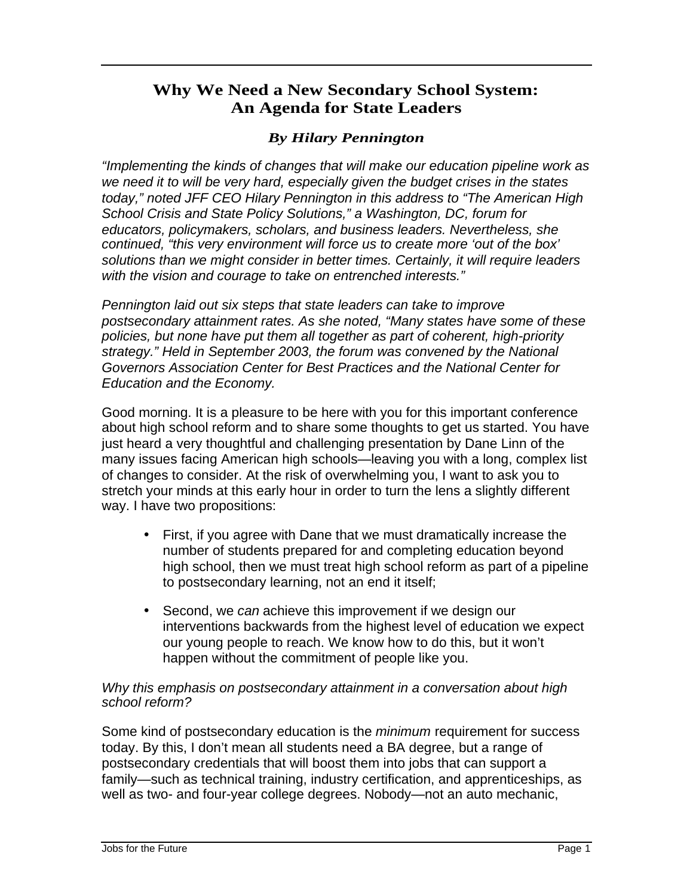# Why We Need a New Secondary School System: An Agenda for State Leaders

***By Hilary Pennington***

*"Implementing the kinds of changes that will make our education pipeline work as we need it to will be very hard, especially given the budget crises in the states today," noted JFF CEO Hilary Pennington in this address to "The American High School Crisis and State Policy Solutions," a Washington, DC, forum for educators, policymakers, scholars, and business leaders. Nevertheless, she continued, "this very environment will force us to create more 'out of the box' solutions than we might consider in better times. Certainly, it will require leaders with the vision and courage to take on entrenched interests."*

*Pennington laid out six steps that state leaders can take to improve postsecondary attainment rates. As she noted, "Many states have some of these policies, but none have put them all together as part of coherent, high-priority strategy." Held in September 2003, the forum was convened by the National Governors Association Center for Best Practices and the National Center for Education and the Economy.*

Good morning. It is a pleasure to be here with you for this important conference about high school reform and to share some thoughts to get us started. You have just heard a very thoughtful and challenging presentation by Dane Linn of the many issues facing American high schools—leaving you with a long, complex list of changes to consider. At the risk of overwhelming you, I want to ask you to stretch your minds at this early hour in order to turn the lens a slightly different way. I have two propositions:

- First, if you agree with Dane that we must dramatically increase the number of students prepared for and completing education beyond high school, then we must treat high school reform as part of a pipeline to postsecondary learning, not an end it itself;
- Second, we *can* achieve this improvement if we design our interventions backwards from the highest level of education we expect our young people to reach. We know how to do this, but it won't happen without the commitment of people like you.

*Why this emphasis on postsecondary attainment in a conversation about high school reform?*

Some kind of postsecondary education is the *minimum* requirement for success today. By this, I don't mean all students need a BA degree, but a range of postsecondary credentials that will boost them into jobs that can support a family—such as technical training, industry certification, and apprenticeships, as well as two- and four-year college degrees. Nobody—not an auto mechanic,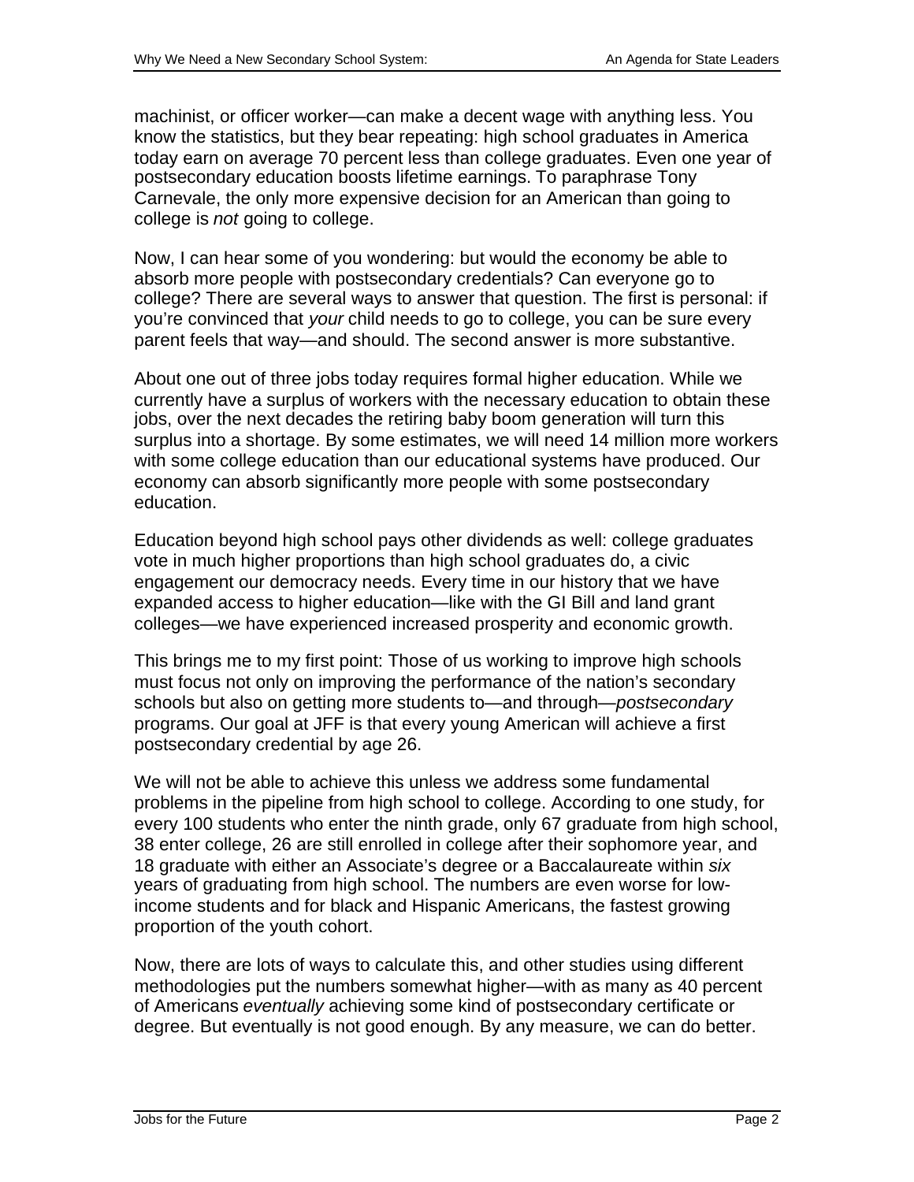machinist, or officer worker—can make a decent wage with anything less. You know the statistics, but they bear repeating: high school graduates in America today earn on average 70 percent less than college graduates. Even one year of postsecondary education boosts lifetime earnings. To paraphrase Tony Carnevale, the only more expensive decision for an American than going to college is *not* going to college.

Now, I can hear some of you wondering: but would the economy be able to absorb more people with postsecondary credentials? Can everyone go to college? There are several ways to answer that question. The first is personal: if you're convinced that *your* child needs to go to college, you can be sure every parent feels that way—and should. The second answer is more substantive.

About one out of three jobs today requires formal higher education. While we currently have a surplus of workers with the necessary education to obtain these jobs, over the next decades the retiring baby boom generation will turn this surplus into a shortage. By some estimates, we will need 14 million more workers with some college education than our educational systems have produced. Our economy can absorb significantly more people with some postsecondary education.

Education beyond high school pays other dividends as well: college graduates vote in much higher proportions than high school graduates do, a civic engagement our democracy needs. Every time in our history that we have expanded access to higher education—like with the GI Bill and land grant colleges—we have experienced increased prosperity and economic growth.

This brings me to my first point: Those of us working to improve high schools must focus not only on improving the performance of the nation's secondary schools but also on getting more students to—and through—*postsecondary* programs. Our goal at JFF is that every young American will achieve a first postsecondary credential by age 26.

We will not be able to achieve this unless we address some fundamental problems in the pipeline from high school to college. According to one study, for every 100 students who enter the ninth grade, only 67 graduate from high school, 38 enter college, 26 are still enrolled in college after their sophomore year, and 18 graduate with either an Associate's degree or a Baccalaureate within *six* years of graduating from high school. The numbers are even worse for low-income students and for black and Hispanic Americans, the fastest growing proportion of the youth cohort.

Now, there are lots of ways to calculate this, and other studies using different methodologies put the numbers somewhat higher—with as many as 40 percent of Americans *eventually* achieving some kind of postsecondary certificate or degree. But eventually is not good enough. By any measure, we can do better.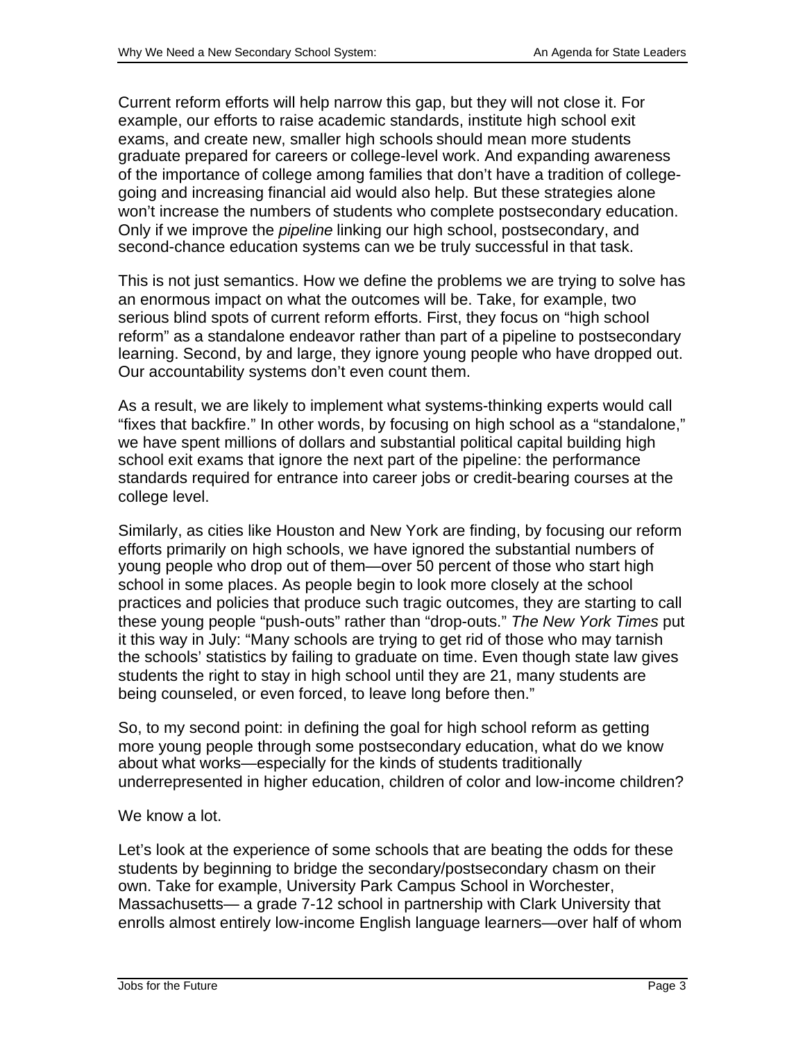Current reform efforts will help narrow this gap, but they will not close it. For example, our efforts to raise academic standards, institute high school exit exams, and create new, smaller high schools should mean more students graduate prepared for careers or college-level work. And expanding awareness of the importance of college among families that don't have a tradition of college-going and increasing financial aid would also help. But these strategies alone won't increase the numbers of students who complete postsecondary education. Only if we improve the *pipeline* linking our high school, postsecondary, and second-chance education systems can we be truly successful in that task.

This is not just semantics. How we define the problems we are trying to solve has an enormous impact on what the outcomes will be. Take, for example, two serious blind spots of current reform efforts. First, they focus on "high school reform" as a standalone endeavor rather than part of a pipeline to postsecondary learning. Second, by and large, they ignore young people who have dropped out. Our accountability systems don't even count them.

As a result, we are likely to implement what systems-thinking experts would call "fixes that backfire." In other words, by focusing on high school as a "standalone," we have spent millions of dollars and substantial political capital building high school exit exams that ignore the next part of the pipeline: the performance standards required for entrance into career jobs or credit-bearing courses at the college level.

Similarly, as cities like Houston and New York are finding, by focusing our reform efforts primarily on high schools, we have ignored the substantial numbers of young people who drop out of them—over 50 percent of those who start high school in some places. As people begin to look more closely at the school practices and policies that produce such tragic outcomes, they are starting to call these young people "push-outs" rather than "drop-outs." *The New York Times* put it this way in July: "Many schools are trying to get rid of those who may tarnish the schools' statistics by failing to graduate on time. Even though state law gives students the right to stay in high school until they are 21, many students are being counseled, or even forced, to leave long before then."

So, to my second point: in defining the goal for high school reform as getting more young people through some postsecondary education, what do we know about what works—especially for the kinds of students traditionally underrepresented in higher education, children of color and low-income children?

We know a lot.

Let's look at the experience of some schools that are beating the odds for these students by beginning to bridge the secondary/postsecondary chasm on their own. Take for example, University Park Campus School in Worchester, Massachusetts— a grade 7-12 school in partnership with Clark University that enrolls almost entirely low-income English language learners—over half of whom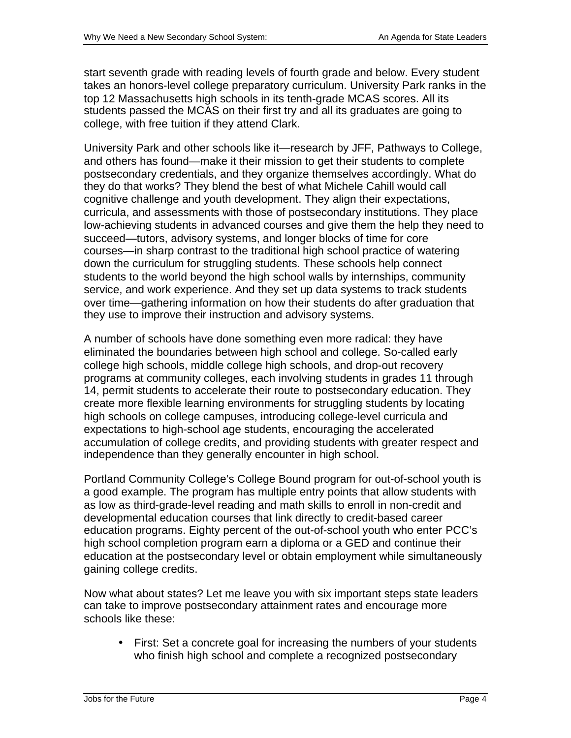start seventh grade with reading levels of fourth grade and below. Every student takes an honors-level college preparatory curriculum. University Park ranks in the top 12 Massachusetts high schools in its tenth-grade MCAS scores. All its students passed the MCAS on their first try and all its graduates are going to college, with free tuition if they attend Clark.

University Park and other schools like it—research by JFF, Pathways to College, and others has found—make it their mission to get their students to complete postsecondary credentials, and they organize themselves accordingly. What do they do that works? They blend the best of what Michele Cahill would call cognitive challenge and youth development. They align their expectations, curricula, and assessments with those of postsecondary institutions. They place low-achieving students in advanced courses and give them the help they need to succeed—tutors, advisory systems, and longer blocks of time for core courses—in sharp contrast to the traditional high school practice of watering down the curriculum for struggling students. These schools help connect students to the world beyond the high school walls by internships, community service, and work experience. And they set up data systems to track students over time—gathering information on how their students do after graduation that they use to improve their instruction and advisory systems.

A number of schools have done something even more radical: they have eliminated the boundaries between high school and college. So-called early college high schools, middle college high schools, and drop-out recovery programs at community colleges, each involving students in grades 11 through 14, permit students to accelerate their route to postsecondary education. They create more flexible learning environments for struggling students by locating high schools on college campuses, introducing college-level curricula and expectations to high-school age students, encouraging the accelerated accumulation of college credits, and providing students with greater respect and independence than they generally encounter in high school.

Portland Community College's College Bound program for out-of-school youth is a good example. The program has multiple entry points that allow students with as low as third-grade-level reading and math skills to enroll in non-credit and developmental education courses that link directly to credit-based career education programs. Eighty percent of the out-of-school youth who enter PCC's high school completion program earn a diploma or a GED and continue their education at the postsecondary level or obtain employment while simultaneously gaining college credits.

Now what about states? Let me leave you with six important steps state leaders can take to improve postsecondary attainment rates and encourage more schools like these:

- First: Set a concrete goal for increasing the numbers of your students who finish high school and complete a recognized postsecondary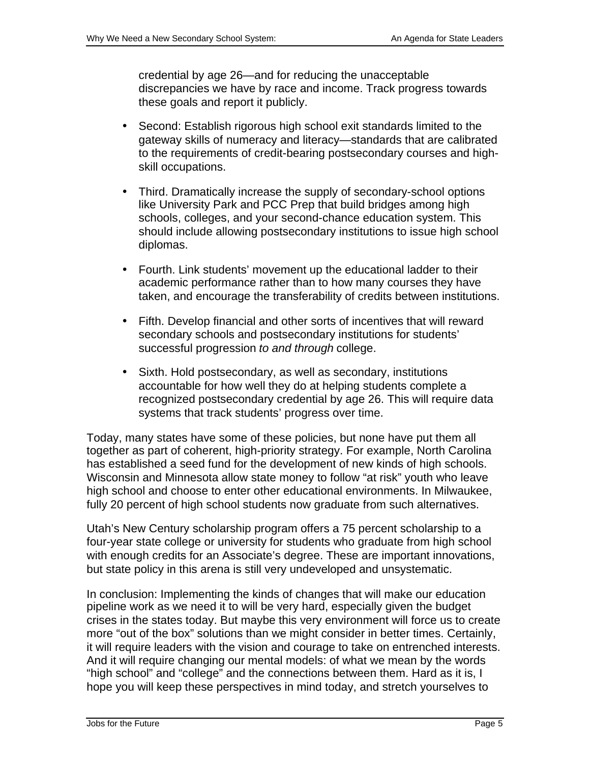credential by age 26—and for reducing the unacceptable discrepancies we have by race and income. Track progress towards these goals and report it publicly.

- Second: Establish rigorous high school exit standards limited to the gateway skills of numeracy and literacy—standards that are calibrated to the requirements of credit-bearing postsecondary courses and high-skill occupations.

- Third. Dramatically increase the supply of secondary-school options like University Park and PCC Prep that build bridges among high schools, colleges, and your second-chance education system. This should include allowing postsecondary institutions to issue high school diplomas.

- Fourth. Link students' movement up the educational ladder to their academic performance rather than to how many courses they have taken, and encourage the transferability of credits between institutions.

- Fifth. Develop financial and other sorts of incentives that will reward secondary schools and postsecondary institutions for students' successful progression *to and through* college.

- Sixth. Hold postsecondary, as well as secondary, institutions accountable for how well they do at helping students complete a recognized postsecondary credential by age 26. This will require data systems that track students' progress over time.

Today, many states have some of these policies, but none have put them all together as part of coherent, high-priority strategy. For example, North Carolina has established a seed fund for the development of new kinds of high schools. Wisconsin and Minnesota allow state money to follow "at risk" youth who leave high school and choose to enter other educational environments. In Milwaukee, fully 20 percent of high school students now graduate from such alternatives.

Utah's New Century scholarship program offers a 75 percent scholarship to a four-year state college or university for students who graduate from high school with enough credits for an Associate's degree. These are important innovations, but state policy in this arena is still very undeveloped and unsystematic.

In conclusion: Implementing the kinds of changes that will make our education pipeline work as we need it to will be very hard, especially given the budget crises in the states today. But maybe this very environment will force us to create more "out of the box" solutions than we might consider in better times. Certainly, it will require leaders with the vision and courage to take on entrenched interests. And it will require changing our mental models: of what we mean by the words "high school" and "college" and the connections between them. Hard as it is, I hope you will keep these perspectives in mind today, and stretch yourselves to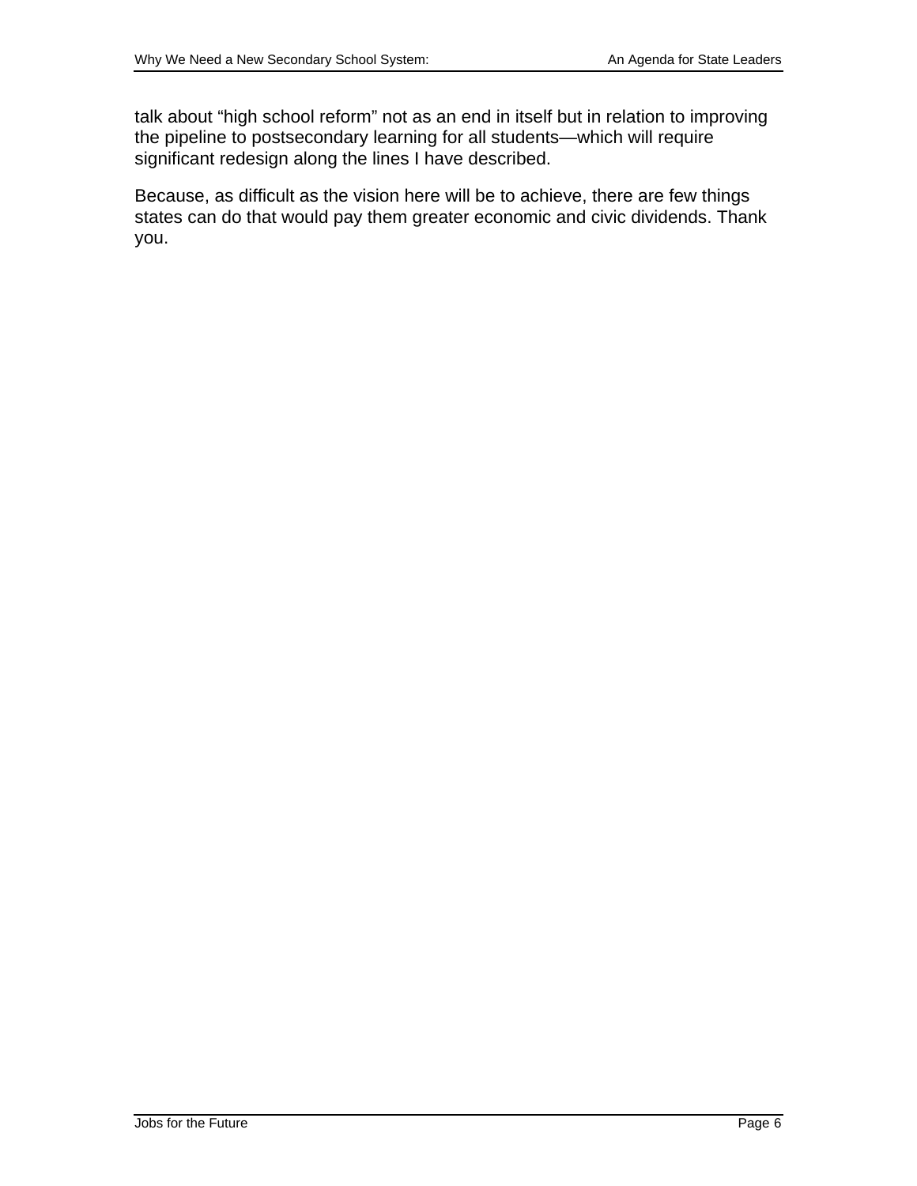talk about “high school reform” not as an end in itself but in relation to improving the pipeline to postsecondary learning for all students—which will require significant redesign along the lines I have described.

Because, as difficult as the vision here will be to achieve, there are few things states can do that would pay them greater economic and civic dividends. Thank you.